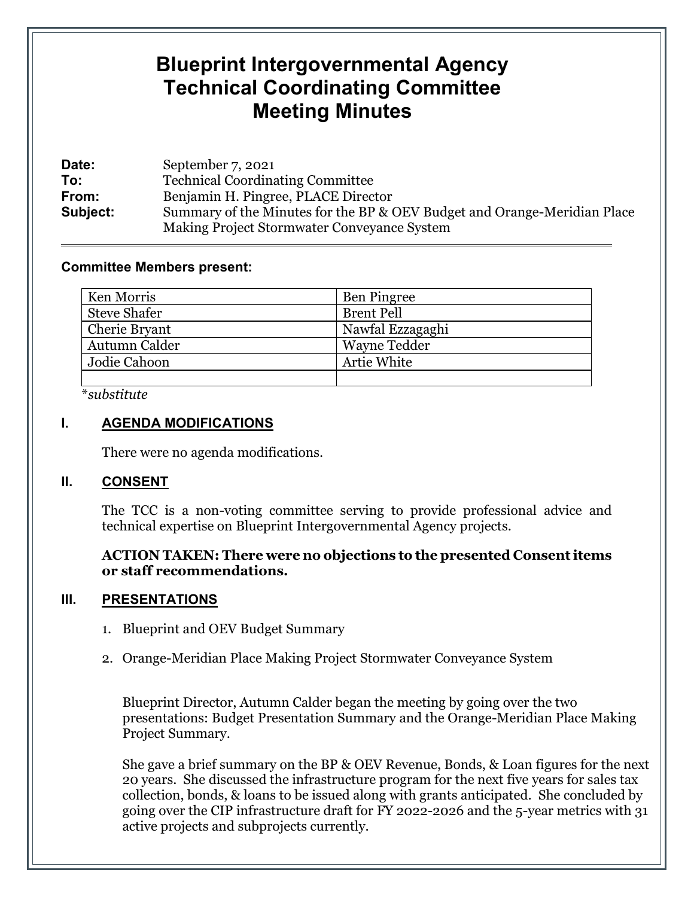# Blueprint Intergovernmental Agency Technical Coordinating Committee Meeting Minutes

**Date:** September 7, 2021
**To:** Technical Coordinating Committee
**From:** Benjamin H. Pingree, PLACE Director
**Subject:** Summary of the Minutes for the BP & OEV Budget and Orange-Meridian Place Making Project Stormwater Conveyance System

---

**Committee Members present:**

| | |
|---|---|
| Ken Morris | Ben Pingree |
| Steve Shafer | Brent Pell |
| Cherie Bryant | Nawfal Ezzagaghi |
| Autumn Calder | Wayne Tedder |
| Jodie Cahoon | Artie White |
| | |

*\*substitute*

## I. AGENDA MODIFICATIONS

There were no agenda modifications.

## II. CONSENT

The TCC is a non-voting committee serving to provide professional advice and technical expertise on Blueprint Intergovernmental Agency projects.

**ACTION TAKEN: There were no objections to the presented Consent items or staff recommendations.**

## III. PRESENTATIONS

1. Blueprint and OEV Budget Summary
2. Orange-Meridian Place Making Project Stormwater Conveyance System

Blueprint Director, Autumn Calder began the meeting by going over the two presentations: Budget Presentation Summary and the Orange-Meridian Place Making Project Summary.

She gave a brief summary on the BP & OEV Revenue, Bonds, & Loan figures for the next 20 years. She discussed the infrastructure program for the next five years for sales tax collection, bonds, & loans to be issued along with grants anticipated. She concluded by going over the CIP infrastructure draft for FY 2022-2026 and the 5-year metrics with 31 active projects and subprojects currently.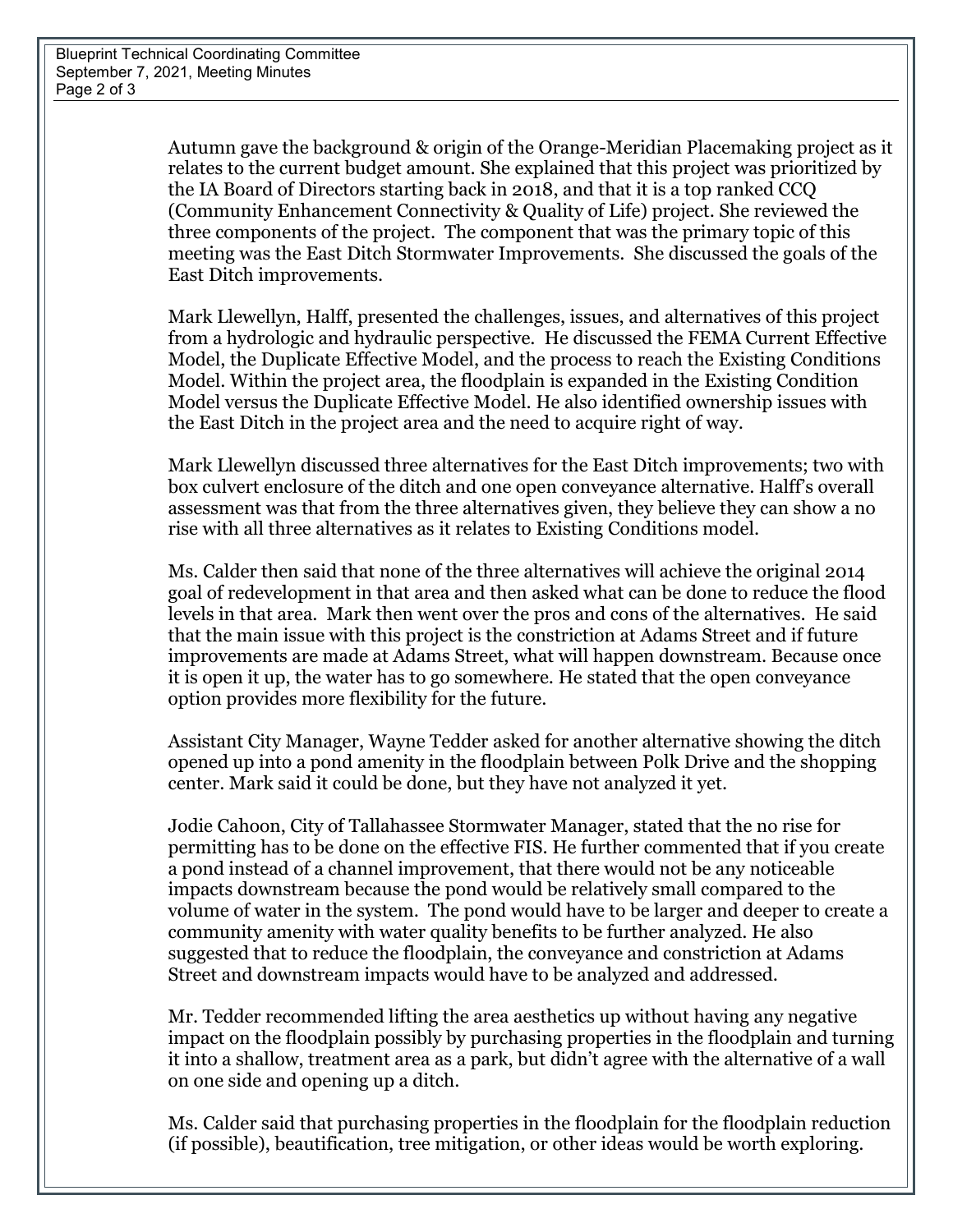Autumn gave the background & origin of the Orange-Meridian Placemaking project as it relates to the current budget amount. She explained that this project was prioritized by the IA Board of Directors starting back in 2018, and that it is a top ranked CCQ (Community Enhancement Connectivity & Quality of Life) project. She reviewed the three components of the project. The component that was the primary topic of this meeting was the East Ditch Stormwater Improvements. She discussed the goals of the East Ditch improvements.

Mark Llewellyn, Halff, presented the challenges, issues, and alternatives of this project from a hydrologic and hydraulic perspective. He discussed the FEMA Current Effective Model, the Duplicate Effective Model, and the process to reach the Existing Conditions Model. Within the project area, the floodplain is expanded in the Existing Condition Model versus the Duplicate Effective Model. He also identified ownership issues with the East Ditch in the project area and the need to acquire right of way.

Mark Llewellyn discussed three alternatives for the East Ditch improvements; two with box culvert enclosure of the ditch and one open conveyance alternative. Halff's overall assessment was that from the three alternatives given, they believe they can show a no rise with all three alternatives as it relates to Existing Conditions model.

Ms. Calder then said that none of the three alternatives will achieve the original 2014 goal of redevelopment in that area and then asked what can be done to reduce the flood levels in that area. Mark then went over the pros and cons of the alternatives. He said that the main issue with this project is the constriction at Adams Street and if future improvements are made at Adams Street, what will happen downstream. Because once it is open it up, the water has to go somewhere. He stated that the open conveyance option provides more flexibility for the future.

Assistant City Manager, Wayne Tedder asked for another alternative showing the ditch opened up into a pond amenity in the floodplain between Polk Drive and the shopping center. Mark said it could be done, but they have not analyzed it yet.

Jodie Cahoon, City of Tallahassee Stormwater Manager, stated that the no rise for permitting has to be done on the effective FIS. He further commented that if you create a pond instead of a channel improvement, that there would not be any noticeable impacts downstream because the pond would be relatively small compared to the volume of water in the system. The pond would have to be larger and deeper to create a community amenity with water quality benefits to be further analyzed. He also suggested that to reduce the floodplain, the conveyance and constriction at Adams Street and downstream impacts would have to be analyzed and addressed.

Mr. Tedder recommended lifting the area aesthetics up without having any negative impact on the floodplain possibly by purchasing properties in the floodplain and turning it into a shallow, treatment area as a park, but didn't agree with the alternative of a wall on one side and opening up a ditch.

Ms. Calder said that purchasing properties in the floodplain for the floodplain reduction (if possible), beautification, tree mitigation, or other ideas would be worth exploring.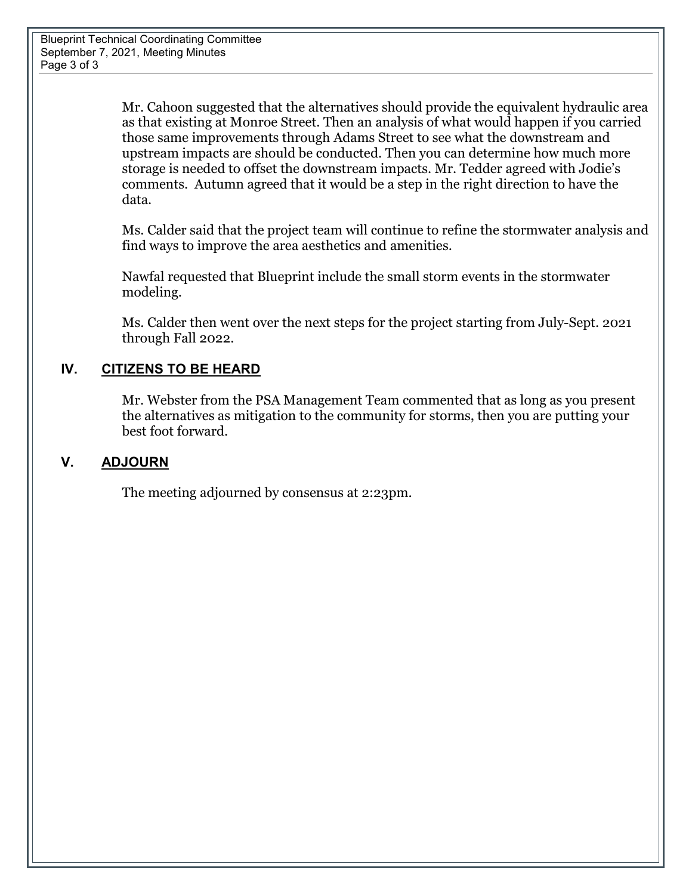Mr. Cahoon suggested that the alternatives should provide the equivalent hydraulic area as that existing at Monroe Street. Then an analysis of what would happen if you carried those same improvements through Adams Street to see what the downstream and upstream impacts are should be conducted. Then you can determine how much more storage is needed to offset the downstream impacts. Mr. Tedder agreed with Jodie's comments. Autumn agreed that it would be a step in the right direction to have the data.

Ms. Calder said that the project team will continue to refine the stormwater analysis and find ways to improve the area aesthetics and amenities.

Nawfal requested that Blueprint include the small storm events in the stormwater modeling.

Ms. Calder then went over the next steps for the project starting from July-Sept. 2021 through Fall 2022.

## IV. CITIZENS TO BE HEARD

Mr. Webster from the PSA Management Team commented that as long as you present the alternatives as mitigation to the community for storms, then you are putting your best foot forward.

## V. ADJOURN

The meeting adjourned by consensus at 2:23pm.